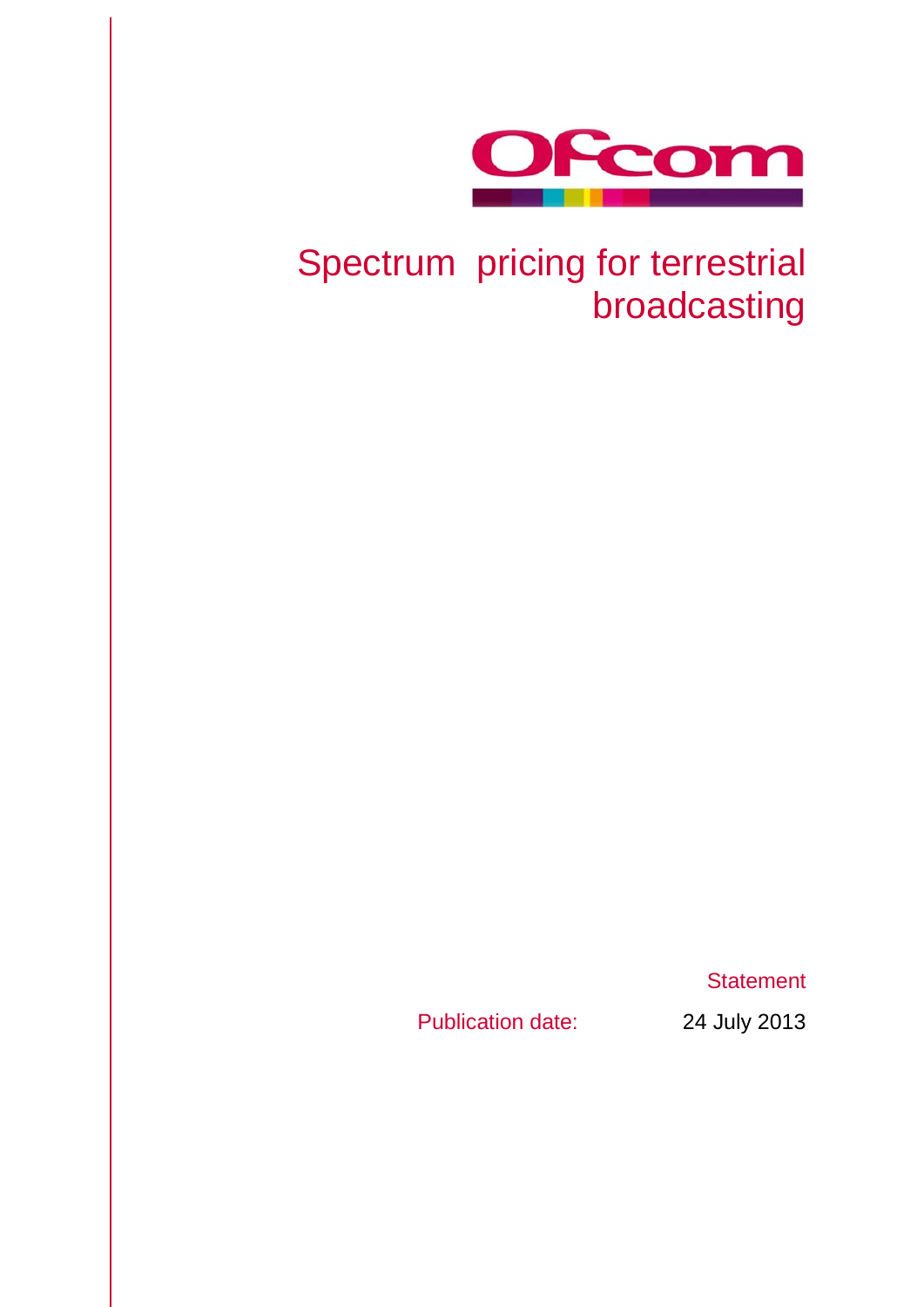# Spectrum pricing for terrestrial broadcasting

Statement

Publication date: 24 July 2013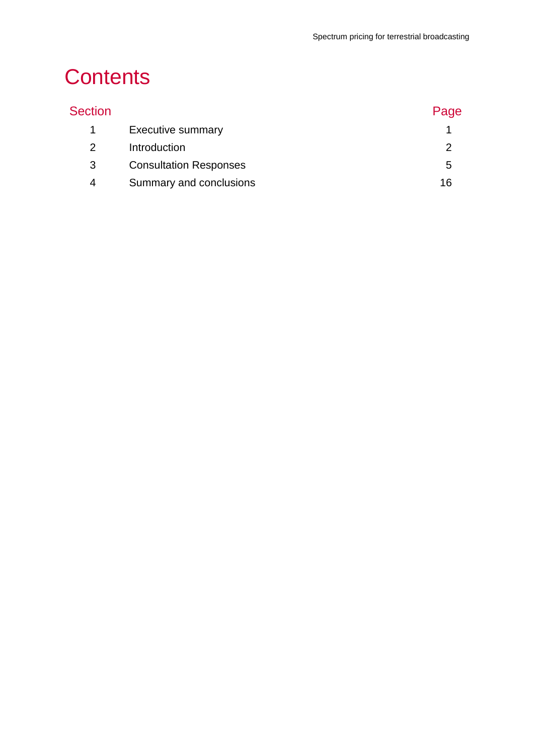# Contents

| Section | | Page |
|---|---|---|
| 1 | Executive summary | 1 |
| 2 | Introduction | 2 |
| 3 | Consultation Responses | 5 |
| 4 | Summary and conclusions | 16 |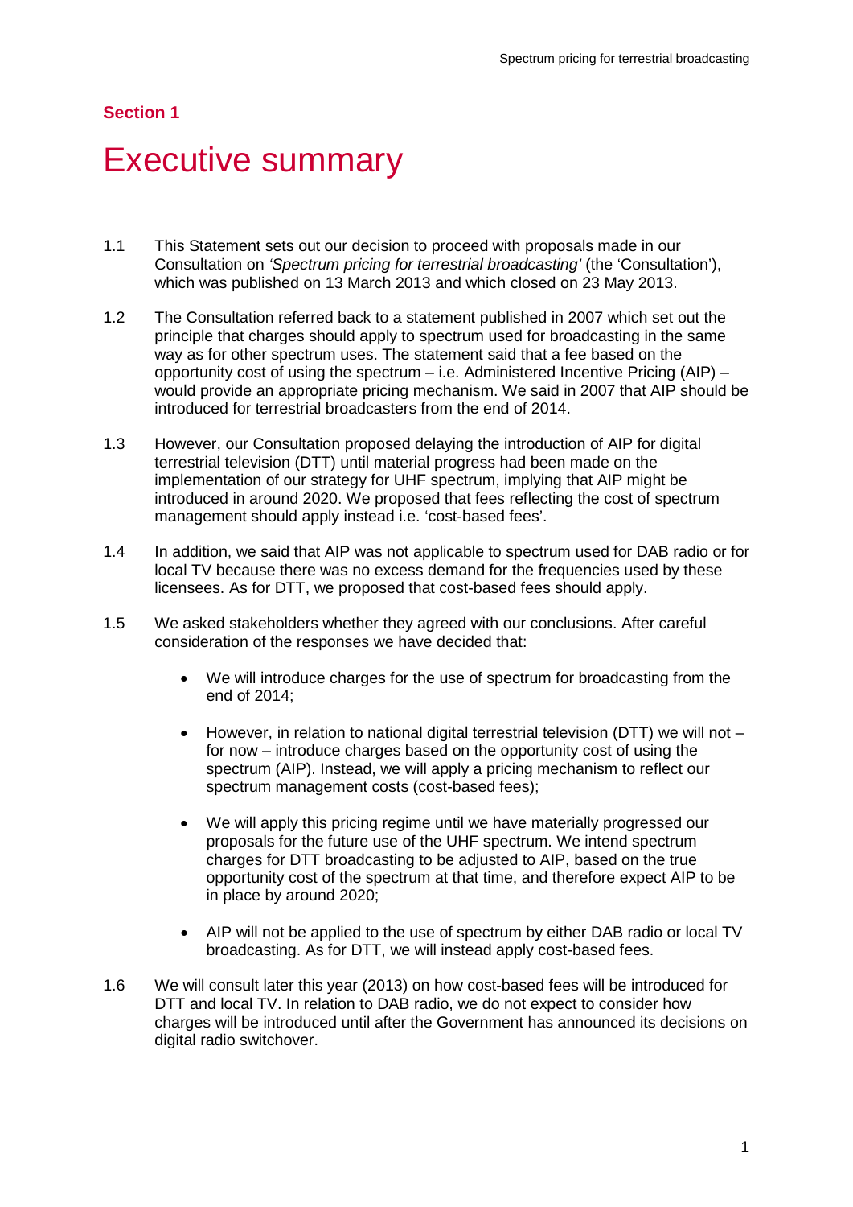Section 1

# Executive summary

1.1 This Statement sets out our decision to proceed with proposals made in our Consultation on *'Spectrum pricing for terrestrial broadcasting'* (the 'Consultation'), which was published on 13 March 2013 and which closed on 23 May 2013.

1.2 The Consultation referred back to a statement published in 2007 which set out the principle that charges should apply to spectrum used for broadcasting in the same way as for other spectrum uses. The statement said that a fee based on the opportunity cost of using the spectrum – i.e. Administered Incentive Pricing (AIP) – would provide an appropriate pricing mechanism. We said in 2007 that AIP should be introduced for terrestrial broadcasters from the end of 2014.

1.3 However, our Consultation proposed delaying the introduction of AIP for digital terrestrial television (DTT) until material progress had been made on the implementation of our strategy for UHF spectrum, implying that AIP might be introduced in around 2020. We proposed that fees reflecting the cost of spectrum management should apply instead i.e. 'cost-based fees'.

1.4 In addition, we said that AIP was not applicable to spectrum used for DAB radio or for local TV because there was no excess demand for the frequencies used by these licensees. As for DTT, we proposed that cost-based fees should apply.

1.5 We asked stakeholders whether they agreed with our conclusions. After careful consideration of the responses we have decided that:

- We will introduce charges for the use of spectrum for broadcasting from the end of 2014;
- However, in relation to national digital terrestrial television (DTT) we will not – for now – introduce charges based on the opportunity cost of using the spectrum (AIP). Instead, we will apply a pricing mechanism to reflect our spectrum management costs (cost-based fees);
- We will apply this pricing regime until we have materially progressed our proposals for the future use of the UHF spectrum. We intend spectrum charges for DTT broadcasting to be adjusted to AIP, based on the true opportunity cost of the spectrum at that time, and therefore expect AIP to be in place by around 2020;
- AIP will not be applied to the use of spectrum by either DAB radio or local TV broadcasting. As for DTT, we will instead apply cost-based fees.

1.6 We will consult later this year (2013) on how cost-based fees will be introduced for DTT and local TV. In relation to DAB radio, we do not expect to consider how charges will be introduced until after the Government has announced its decisions on digital radio switchover.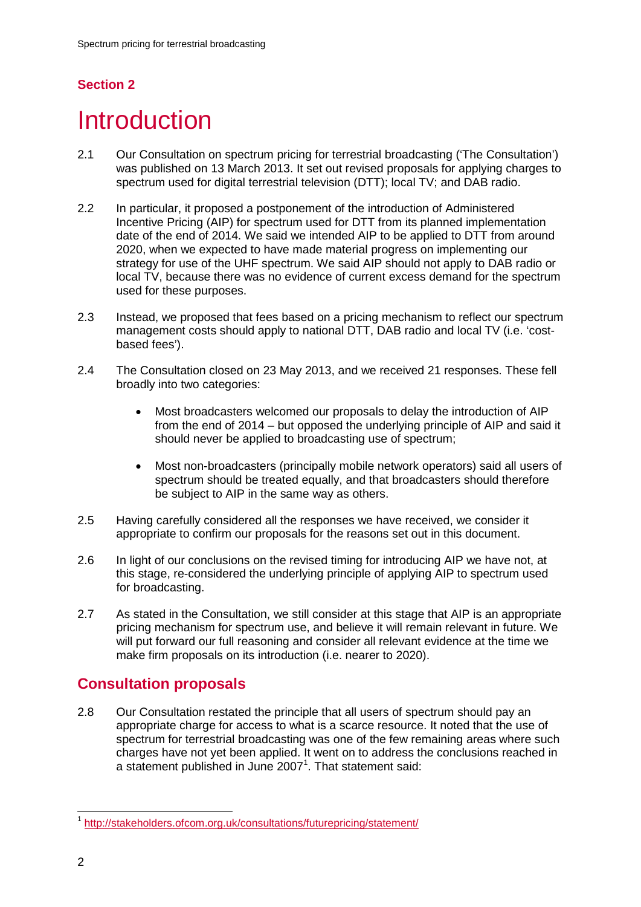## Section 2

# Introduction

2.1 Our Consultation on spectrum pricing for terrestrial broadcasting ('The Consultation') was published on 13 March 2013. It set out revised proposals for applying charges to spectrum used for digital terrestrial television (DTT); local TV; and DAB radio.

2.2 In particular, it proposed a postponement of the introduction of Administered Incentive Pricing (AIP) for spectrum used for DTT from its planned implementation date of the end of 2014. We said we intended AIP to be applied to DTT from around 2020, when we expected to have made material progress on implementing our strategy for use of the UHF spectrum. We said AIP should not apply to DAB radio or local TV, because there was no evidence of current excess demand for the spectrum used for these purposes.

2.3 Instead, we proposed that fees based on a pricing mechanism to reflect our spectrum management costs should apply to national DTT, DAB radio and local TV (i.e. 'cost-based fees').

2.4 The Consultation closed on 23 May 2013, and we received 21 responses. These fell broadly into two categories:

- Most broadcasters welcomed our proposals to delay the introduction of AIP from the end of 2014 – but opposed the underlying principle of AIP and said it should never be applied to broadcasting use of spectrum;
- Most non-broadcasters (principally mobile network operators) said all users of spectrum should be treated equally, and that broadcasters should therefore be subject to AIP in the same way as others.

2.5 Having carefully considered all the responses we have received, we consider it appropriate to confirm our proposals for the reasons set out in this document.

2.6 In light of our conclusions on the revised timing for introducing AIP we have not, at this stage, re-considered the underlying principle of applying AIP to spectrum used for broadcasting.

2.7 As stated in the Consultation, we still consider at this stage that AIP is an appropriate pricing mechanism for spectrum use, and believe it will remain relevant in future. We will put forward our full reasoning and consider all relevant evidence at the time we make firm proposals on its introduction (i.e. nearer to 2020).

## Consultation proposals

2.8 Our Consultation restated the principle that all users of spectrum should pay an appropriate charge for access to what is a scarce resource. It noted that the use of spectrum for terrestrial broadcasting was one of the few remaining areas where such charges have not yet been applied. It went on to address the conclusions reached in a statement published in June 2007[1]. That statement said:

[1] http://stakeholders.ofcom.org.uk/consultations/futurepricing/statement/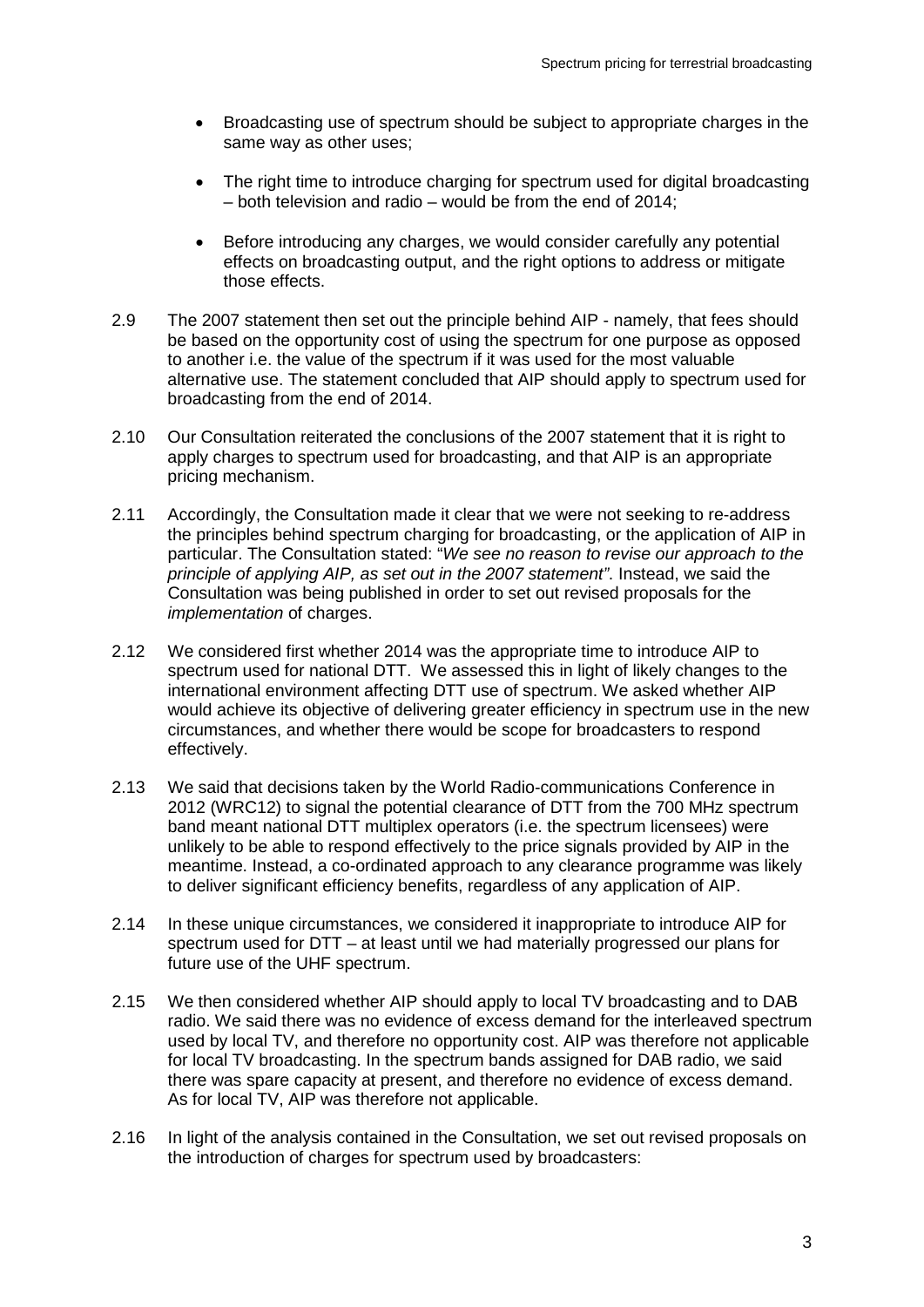- Broadcasting use of spectrum should be subject to appropriate charges in the same way as other uses;
- The right time to introduce charging for spectrum used for digital broadcasting – both television and radio – would be from the end of 2014;
- Before introducing any charges, we would consider carefully any potential effects on broadcasting output, and the right options to address or mitigate those effects.

2.9 The 2007 statement then set out the principle behind AIP - namely, that fees should be based on the opportunity cost of using the spectrum for one purpose as opposed to another i.e. the value of the spectrum if it was used for the most valuable alternative use. The statement concluded that AIP should apply to spectrum used for broadcasting from the end of 2014.

2.10 Our Consultation reiterated the conclusions of the 2007 statement that it is right to apply charges to spectrum used for broadcasting, and that AIP is an appropriate pricing mechanism.

2.11 Accordingly, the Consultation made it clear that we were not seeking to re-address the principles behind spectrum charging for broadcasting, or the application of AIP in particular. The Consultation stated: "*We see no reason to revise our approach to the principle of applying AIP, as set out in the 2007 statement*". Instead, we said the Consultation was being published in order to set out revised proposals for the *implementation* of charges.

2.12 We considered first whether 2014 was the appropriate time to introduce AIP to spectrum used for national DTT. We assessed this in light of likely changes to the international environment affecting DTT use of spectrum. We asked whether AIP would achieve its objective of delivering greater efficiency in spectrum use in the new circumstances, and whether there would be scope for broadcasters to respond effectively.

2.13 We said that decisions taken by the World Radio-communications Conference in 2012 (WRC12) to signal the potential clearance of DTT from the 700 MHz spectrum band meant national DTT multiplex operators (i.e. the spectrum licensees) were unlikely to be able to respond effectively to the price signals provided by AIP in the meantime. Instead, a co-ordinated approach to any clearance programme was likely to deliver significant efficiency benefits, regardless of any application of AIP.

2.14 In these unique circumstances, we considered it inappropriate to introduce AIP for spectrum used for DTT – at least until we had materially progressed our plans for future use of the UHF spectrum.

2.15 We then considered whether AIP should apply to local TV broadcasting and to DAB radio. We said there was no evidence of excess demand for the interleaved spectrum used by local TV, and therefore no opportunity cost. AIP was therefore not applicable for local TV broadcasting. In the spectrum bands assigned for DAB radio, we said there was spare capacity at present, and therefore no evidence of excess demand. As for local TV, AIP was therefore not applicable.

2.16 In light of the analysis contained in the Consultation, we set out revised proposals on the introduction of charges for spectrum used by broadcasters: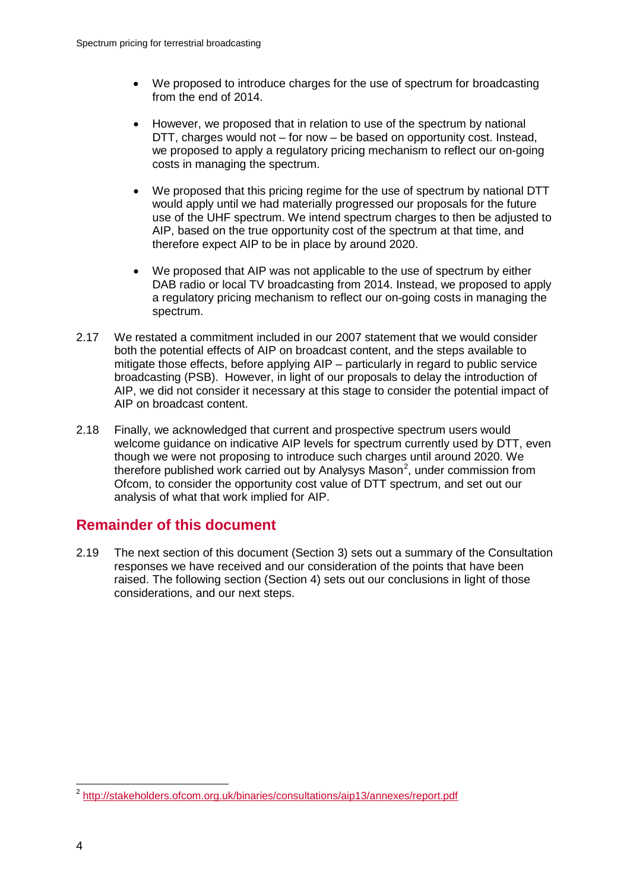- We proposed to introduce charges for the use of spectrum for broadcasting from the end of 2014.

- However, we proposed that in relation to use of the spectrum by national DTT, charges would not – for now – be based on opportunity cost. Instead, we proposed to apply a regulatory pricing mechanism to reflect our on-going costs in managing the spectrum.

- We proposed that this pricing regime for the use of spectrum by national DTT would apply until we had materially progressed our proposals for the future use of the UHF spectrum. We intend spectrum charges to then be adjusted to AIP, based on the true opportunity cost of the spectrum at that time, and therefore expect AIP to be in place by around 2020.

- We proposed that AIP was not applicable to the use of spectrum by either DAB radio or local TV broadcasting from 2014. Instead, we proposed to apply a regulatory pricing mechanism to reflect our on-going costs in managing the spectrum.

2.17 We restated a commitment included in our 2007 statement that we would consider both the potential effects of AIP on broadcast content, and the steps available to mitigate those effects, before applying AIP – particularly in regard to public service broadcasting (PSB). However, in light of our proposals to delay the introduction of AIP, we did not consider it necessary at this stage to consider the potential impact of AIP on broadcast content.

2.18 Finally, we acknowledged that current and prospective spectrum users would welcome guidance on indicative AIP levels for spectrum currently used by DTT, even though we were not proposing to introduce such charges until around 2020. We therefore published work carried out by Analysys Mason[2], under commission from Ofcom, to consider the opportunity cost value of DTT spectrum, and set out our analysis of what that work implied for AIP.

## Remainder of this document

2.19 The next section of this document (Section 3) sets out a summary of the Consultation responses we have received and our consideration of the points that have been raised. The following section (Section 4) sets out our conclusions in light of those considerations, and our next steps.

[2] http://stakeholders.ofcom.org.uk/binaries/consultations/aip13/annexes/report.pdf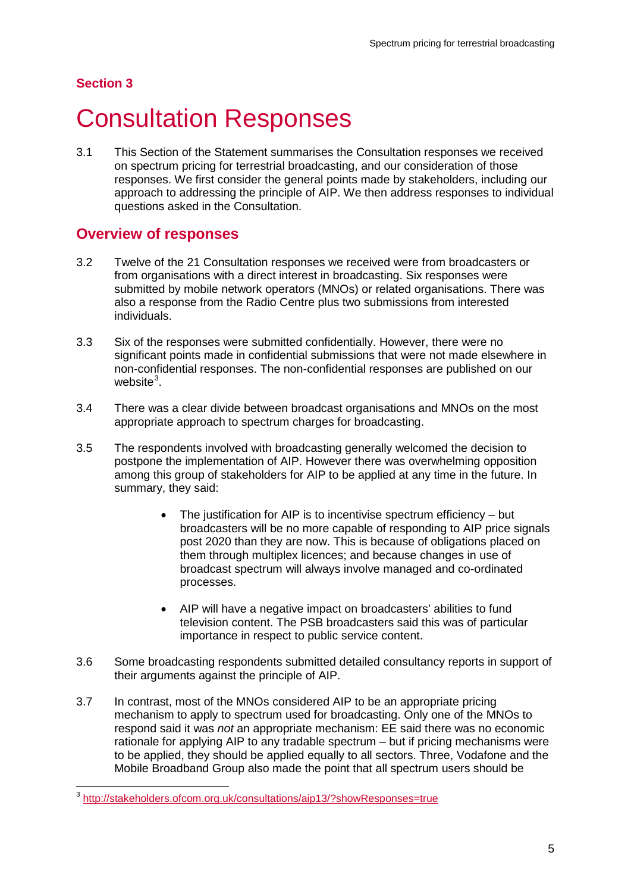**Section 3**

# Consultation Responses

3.1 This Section of the Statement summarises the Consultation responses we received on spectrum pricing for terrestrial broadcasting, and our consideration of those responses. We first consider the general points made by stakeholders, including our approach to addressing the principle of AIP. We then address responses to individual questions asked in the Consultation.

## Overview of responses

3.2 Twelve of the 21 Consultation responses we received were from broadcasters or from organisations with a direct interest in broadcasting. Six responses were submitted by mobile network operators (MNOs) or related organisations. There was also a response from the Radio Centre plus two submissions from interested individuals.

3.3 Six of the responses were submitted confidentially. However, there were no significant points made in confidential submissions that were not made elsewhere in non-confidential responses. The non-confidential responses are published on our website[3].

3.4 There was a clear divide between broadcast organisations and MNOs on the most appropriate approach to spectrum charges for broadcasting.

3.5 The respondents involved with broadcasting generally welcomed the decision to postpone the implementation of AIP. However there was overwhelming opposition among this group of stakeholders for AIP to be applied at any time in the future. In summary, they said:

- The justification for AIP is to incentivise spectrum efficiency – but broadcasters will be no more capable of responding to AIP price signals post 2020 than they are now. This is because of obligations placed on them through multiplex licences; and because changes in use of broadcast spectrum will always involve managed and co-ordinated processes.
- AIP will have a negative impact on broadcasters' abilities to fund television content. The PSB broadcasters said this was of particular importance in respect to public service content.

3.6 Some broadcasting respondents submitted detailed consultancy reports in support of their arguments against the principle of AIP.

3.7 In contrast, most of the MNOs considered AIP to be an appropriate pricing mechanism to apply to spectrum used for broadcasting. Only one of the MNOs to respond said it was *not* an appropriate mechanism: EE said there was no economic rationale for applying AIP to any tradable spectrum – but if pricing mechanisms were to be applied, they should be applied equally to all sectors. Three, Vodafone and the Mobile Broadband Group also made the point that all spectrum users should be

[3] http://stakeholders.ofcom.org.uk/consultations/aip13/?showResponses=true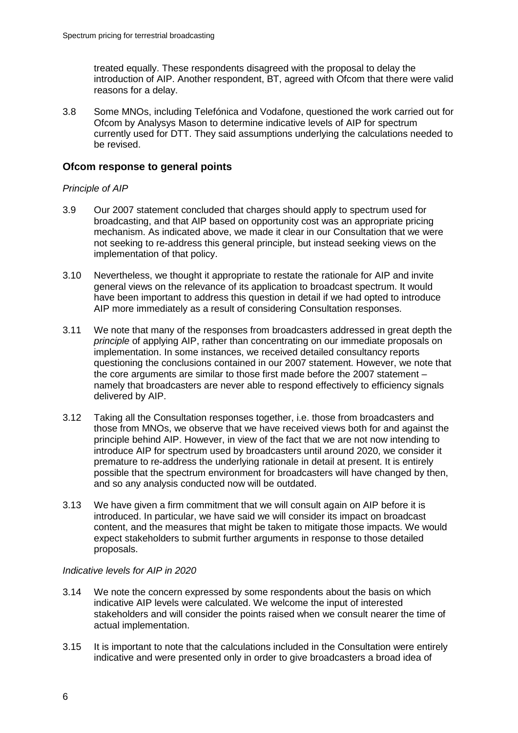treated equally. These respondents disagreed with the proposal to delay the introduction of AIP. Another respondent, BT, agreed with Ofcom that there were valid reasons for a delay.

3.8 Some MNOs, including Telefónica and Vodafone, questioned the work carried out for Ofcom by Analysys Mason to determine indicative levels of AIP for spectrum currently used for DTT. They said assumptions underlying the calculations needed to be revised.

## Ofcom response to general points

*Principle of AIP*

3.9 Our 2007 statement concluded that charges should apply to spectrum used for broadcasting, and that AIP based on opportunity cost was an appropriate pricing mechanism. As indicated above, we made it clear in our Consultation that we were not seeking to re-address this general principle, but instead seeking views on the implementation of that policy.

3.10 Nevertheless, we thought it appropriate to restate the rationale for AIP and invite general views on the relevance of its application to broadcast spectrum. It would have been important to address this question in detail if we had opted to introduce AIP more immediately as a result of considering Consultation responses.

3.11 We note that many of the responses from broadcasters addressed in great depth the *principle* of applying AIP, rather than concentrating on our immediate proposals on implementation. In some instances, we received detailed consultancy reports questioning the conclusions contained in our 2007 statement. However, we note that the core arguments are similar to those first made before the 2007 statement – namely that broadcasters are never able to respond effectively to efficiency signals delivered by AIP.

3.12 Taking all the Consultation responses together, i.e. those from broadcasters and those from MNOs, we observe that we have received views both for and against the principle behind AIP. However, in view of the fact that we are not now intending to introduce AIP for spectrum used by broadcasters until around 2020, we consider it premature to re-address the underlying rationale in detail at present. It is entirely possible that the spectrum environment for broadcasters will have changed by then, and so any analysis conducted now will be outdated.

3.13 We have given a firm commitment that we will consult again on AIP before it is introduced. In particular, we have said we will consider its impact on broadcast content, and the measures that might be taken to mitigate those impacts. We would expect stakeholders to submit further arguments in response to those detailed proposals.

*Indicative levels for AIP in 2020*

3.14 We note the concern expressed by some respondents about the basis on which indicative AIP levels were calculated. We welcome the input of interested stakeholders and will consider the points raised when we consult nearer the time of actual implementation.

3.15 It is important to note that the calculations included in the Consultation were entirely indicative and were presented only in order to give broadcasters a broad idea of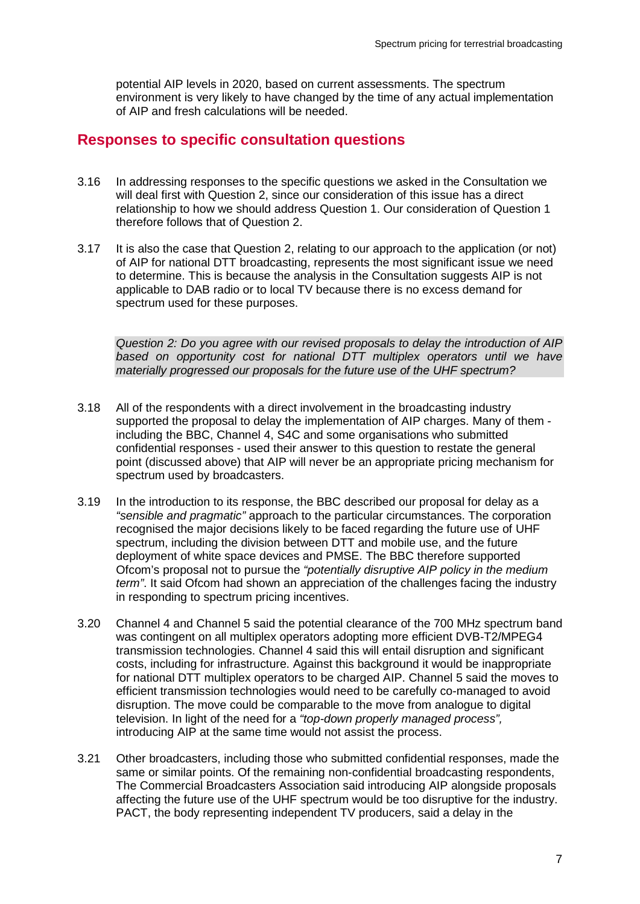potential AIP levels in 2020, based on current assessments. The spectrum environment is very likely to have changed by the time of any actual implementation of AIP and fresh calculations will be needed.

## Responses to specific consultation questions

3.16 In addressing responses to the specific questions we asked in the Consultation we will deal first with Question 2, since our consideration of this issue has a direct relationship to how we should address Question 1. Our consideration of Question 1 therefore follows that of Question 2.

3.17 It is also the case that Question 2, relating to our approach to the application (or not) of AIP for national DTT broadcasting, represents the most significant issue we need to determine. This is because the analysis in the Consultation suggests AIP is not applicable to DAB radio or to local TV because there is no excess demand for spectrum used for these purposes.

*Question 2: Do you agree with our revised proposals to delay the introduction of AIP based on opportunity cost for national DTT multiplex operators until we have materially progressed our proposals for the future use of the UHF spectrum?*

3.18 All of the respondents with a direct involvement in the broadcasting industry supported the proposal to delay the implementation of AIP charges. Many of them - including the BBC, Channel 4, S4C and some organisations who submitted confidential responses - used their answer to this question to restate the general point (discussed above) that AIP will never be an appropriate pricing mechanism for spectrum used by broadcasters.

3.19 In the introduction to its response, the BBC described our proposal for delay as a *"sensible and pragmatic"* approach to the particular circumstances. The corporation recognised the major decisions likely to be faced regarding the future use of UHF spectrum, including the division between DTT and mobile use, and the future deployment of white space devices and PMSE. The BBC therefore supported Ofcom's proposal not to pursue the *"potentially disruptive AIP policy in the medium term"*. It said Ofcom had shown an appreciation of the challenges facing the industry in responding to spectrum pricing incentives.

3.20 Channel 4 and Channel 5 said the potential clearance of the 700 MHz spectrum band was contingent on all multiplex operators adopting more efficient DVB-T2/MPEG4 transmission technologies. Channel 4 said this will entail disruption and significant costs, including for infrastructure. Against this background it would be inappropriate for national DTT multiplex operators to be charged AIP. Channel 5 said the moves to efficient transmission technologies would need to be carefully co-managed to avoid disruption. The move could be comparable to the move from analogue to digital television. In light of the need for a *"top-down properly managed process",* introducing AIP at the same time would not assist the process.

3.21 Other broadcasters, including those who submitted confidential responses, made the same or similar points. Of the remaining non-confidential broadcasting respondents, The Commercial Broadcasters Association said introducing AIP alongside proposals affecting the future use of the UHF spectrum would be too disruptive for the industry. PACT, the body representing independent TV producers, said a delay in the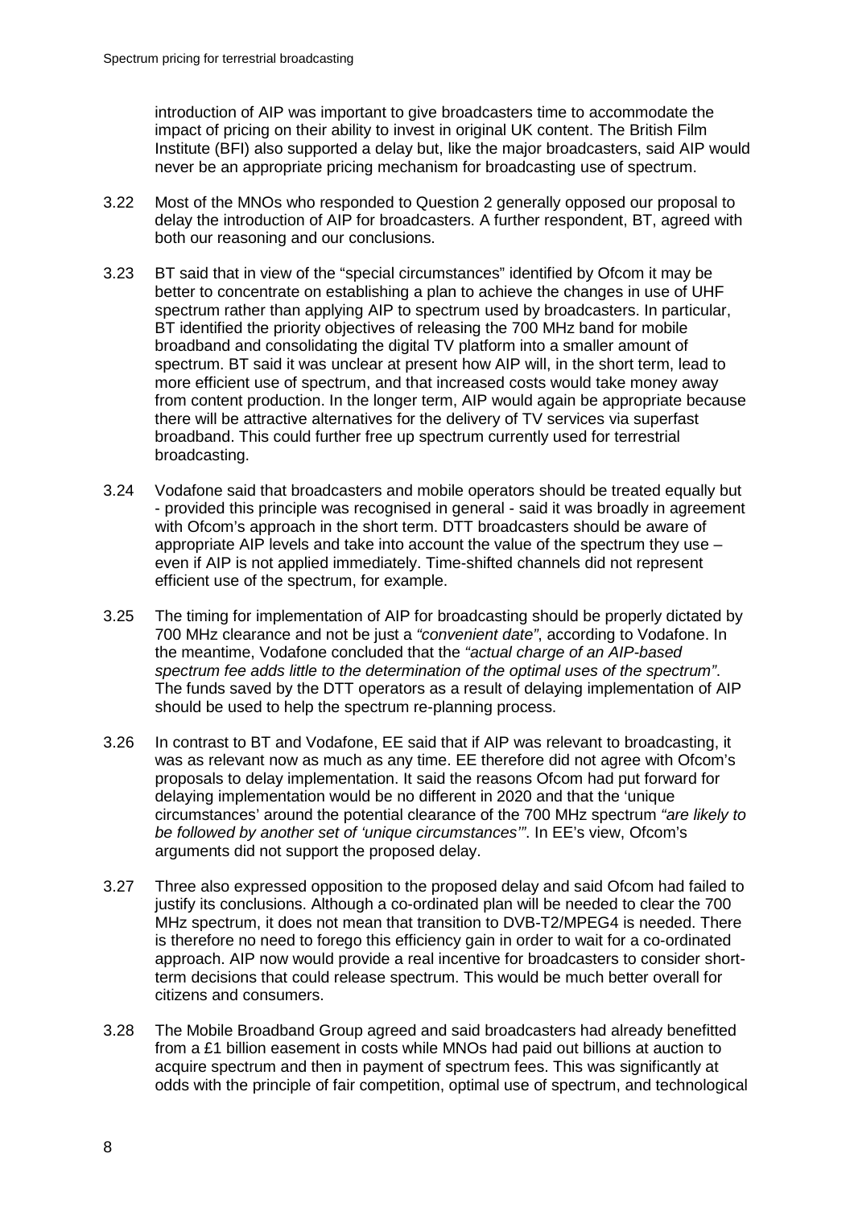introduction of AIP was important to give broadcasters time to accommodate the impact of pricing on their ability to invest in original UK content. The British Film Institute (BFI) also supported a delay but, like the major broadcasters, said AIP would never be an appropriate pricing mechanism for broadcasting use of spectrum.

3.22 Most of the MNOs who responded to Question 2 generally opposed our proposal to delay the introduction of AIP for broadcasters. A further respondent, BT, agreed with both our reasoning and our conclusions.

3.23 BT said that in view of the "special circumstances" identified by Ofcom it may be better to concentrate on establishing a plan to achieve the changes in use of UHF spectrum rather than applying AIP to spectrum used by broadcasters. In particular, BT identified the priority objectives of releasing the 700 MHz band for mobile broadband and consolidating the digital TV platform into a smaller amount of spectrum. BT said it was unclear at present how AIP will, in the short term, lead to more efficient use of spectrum, and that increased costs would take money away from content production. In the longer term, AIP would again be appropriate because there will be attractive alternatives for the delivery of TV services via superfast broadband. This could further free up spectrum currently used for terrestrial broadcasting.

3.24 Vodafone said that broadcasters and mobile operators should be treated equally but - provided this principle was recognised in general - said it was broadly in agreement with Ofcom's approach in the short term. DTT broadcasters should be aware of appropriate AIP levels and take into account the value of the spectrum they use – even if AIP is not applied immediately. Time-shifted channels did not represent efficient use of the spectrum, for example.

3.25 The timing for implementation of AIP for broadcasting should be properly dictated by 700 MHz clearance and not be just a *"convenient date"*, according to Vodafone. In the meantime, Vodafone concluded that the *"actual charge of an AIP-based spectrum fee adds little to the determination of the optimal uses of the spectrum"*. The funds saved by the DTT operators as a result of delaying implementation of AIP should be used to help the spectrum re-planning process.

3.26 In contrast to BT and Vodafone, EE said that if AIP was relevant to broadcasting, it was as relevant now as much as any time. EE therefore did not agree with Ofcom's proposals to delay implementation. It said the reasons Ofcom had put forward for delaying implementation would be no different in 2020 and that the 'unique circumstances' around the potential clearance of the 700 MHz spectrum *"are likely to be followed by another set of 'unique circumstances'"*. In EE's view, Ofcom's arguments did not support the proposed delay.

3.27 Three also expressed opposition to the proposed delay and said Ofcom had failed to justify its conclusions. Although a co-ordinated plan will be needed to clear the 700 MHz spectrum, it does not mean that transition to DVB-T2/MPEG4 is needed. There is therefore no need to forego this efficiency gain in order to wait for a co-ordinated approach. AIP now would provide a real incentive for broadcasters to consider short-term decisions that could release spectrum. This would be much better overall for citizens and consumers.

3.28 The Mobile Broadband Group agreed and said broadcasters had already benefitted from a £1 billion easement in costs while MNOs had paid out billions at auction to acquire spectrum and then in payment of spectrum fees. This was significantly at odds with the principle of fair competition, optimal use of spectrum, and technological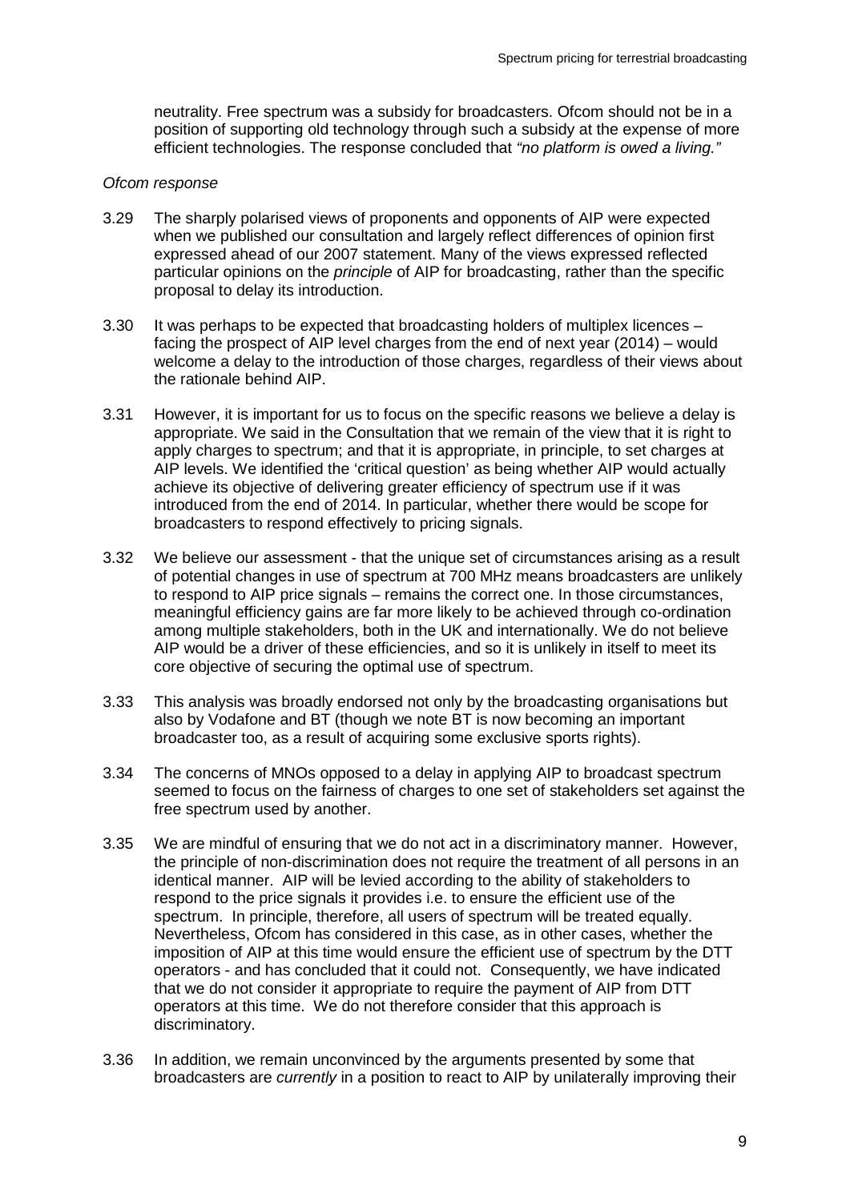neutrality. Free spectrum was a subsidy for broadcasters. Ofcom should not be in a position of supporting old technology through such a subsidy at the expense of more efficient technologies. The response concluded that *"no platform is owed a living."*

*Ofcom response*

3.29 The sharply polarised views of proponents and opponents of AIP were expected when we published our consultation and largely reflect differences of opinion first expressed ahead of our 2007 statement. Many of the views expressed reflected particular opinions on the *principle* of AIP for broadcasting, rather than the specific proposal to delay its introduction.

3.30 It was perhaps to be expected that broadcasting holders of multiplex licences – facing the prospect of AIP level charges from the end of next year (2014) – would welcome a delay to the introduction of those charges, regardless of their views about the rationale behind AIP.

3.31 However, it is important for us to focus on the specific reasons we believe a delay is appropriate. We said in the Consultation that we remain of the view that it is right to apply charges to spectrum; and that it is appropriate, in principle, to set charges at AIP levels. We identified the 'critical question' as being whether AIP would actually achieve its objective of delivering greater efficiency of spectrum use if it was introduced from the end of 2014. In particular, whether there would be scope for broadcasters to respond effectively to pricing signals.

3.32 We believe our assessment - that the unique set of circumstances arising as a result of potential changes in use of spectrum at 700 MHz means broadcasters are unlikely to respond to AIP price signals – remains the correct one. In those circumstances, meaningful efficiency gains are far more likely to be achieved through co-ordination among multiple stakeholders, both in the UK and internationally. We do not believe AIP would be a driver of these efficiencies, and so it is unlikely in itself to meet its core objective of securing the optimal use of spectrum.

3.33 This analysis was broadly endorsed not only by the broadcasting organisations but also by Vodafone and BT (though we note BT is now becoming an important broadcaster too, as a result of acquiring some exclusive sports rights).

3.34 The concerns of MNOs opposed to a delay in applying AIP to broadcast spectrum seemed to focus on the fairness of charges to one set of stakeholders set against the free spectrum used by another.

3.35 We are mindful of ensuring that we do not act in a discriminatory manner. However, the principle of non-discrimination does not require the treatment of all persons in an identical manner. AIP will be levied according to the ability of stakeholders to respond to the price signals it provides i.e. to ensure the efficient use of the spectrum. In principle, therefore, all users of spectrum will be treated equally. Nevertheless, Ofcom has considered in this case, as in other cases, whether the imposition of AIP at this time would ensure the efficient use of spectrum by the DTT operators - and has concluded that it could not. Consequently, we have indicated that we do not consider it appropriate to require the payment of AIP from DTT operators at this time. We do not therefore consider that this approach is discriminatory.

3.36 In addition, we remain unconvinced by the arguments presented by some that broadcasters are *currently* in a position to react to AIP by unilaterally improving their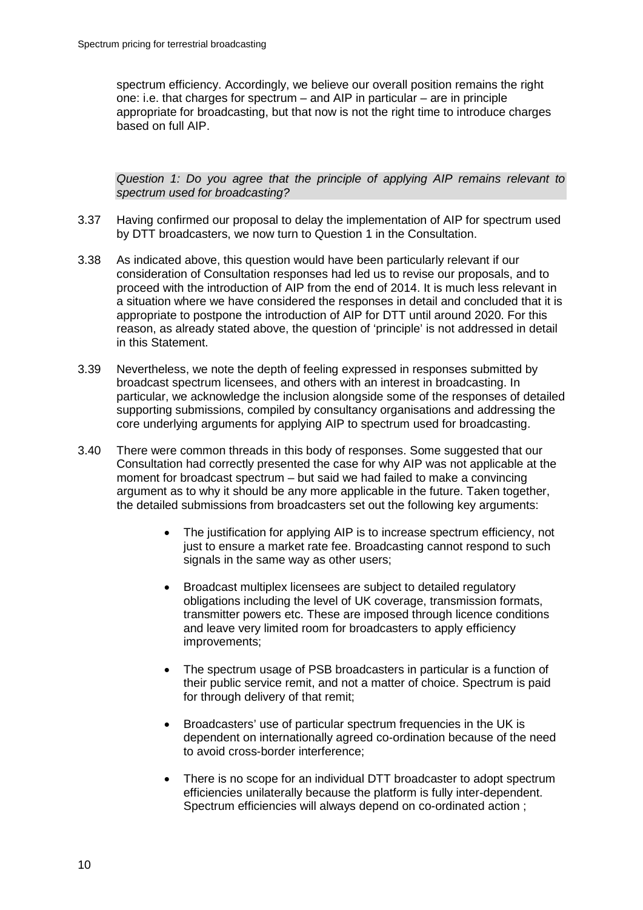spectrum efficiency. Accordingly, we believe our overall position remains the right one: i.e. that charges for spectrum – and AIP in particular – are in principle appropriate for broadcasting, but that now is not the right time to introduce charges based on full AIP.

*Question 1: Do you agree that the principle of applying AIP remains relevant to spectrum used for broadcasting?*

3.37 Having confirmed our proposal to delay the implementation of AIP for spectrum used by DTT broadcasters, we now turn to Question 1 in the Consultation.

3.38 As indicated above, this question would have been particularly relevant if our consideration of Consultation responses had led us to revise our proposals, and to proceed with the introduction of AIP from the end of 2014. It is much less relevant in a situation where we have considered the responses in detail and concluded that it is appropriate to postpone the introduction of AIP for DTT until around 2020. For this reason, as already stated above, the question of 'principle' is not addressed in detail in this Statement.

3.39 Nevertheless, we note the depth of feeling expressed in responses submitted by broadcast spectrum licensees, and others with an interest in broadcasting. In particular, we acknowledge the inclusion alongside some of the responses of detailed supporting submissions, compiled by consultancy organisations and addressing the core underlying arguments for applying AIP to spectrum used for broadcasting.

3.40 There were common threads in this body of responses. Some suggested that our Consultation had correctly presented the case for why AIP was not applicable at the moment for broadcast spectrum – but said we had failed to make a convincing argument as to why it should be any more applicable in the future. Taken together, the detailed submissions from broadcasters set out the following key arguments:

- The justification for applying AIP is to increase spectrum efficiency, not just to ensure a market rate fee. Broadcasting cannot respond to such signals in the same way as other users;
- Broadcast multiplex licensees are subject to detailed regulatory obligations including the level of UK coverage, transmission formats, transmitter powers etc. These are imposed through licence conditions and leave very limited room for broadcasters to apply efficiency improvements;
- The spectrum usage of PSB broadcasters in particular is a function of their public service remit, and not a matter of choice. Spectrum is paid for through delivery of that remit;
- Broadcasters' use of particular spectrum frequencies in the UK is dependent on internationally agreed co-ordination because of the need to avoid cross-border interference;
- There is no scope for an individual DTT broadcaster to adopt spectrum efficiencies unilaterally because the platform is fully inter-dependent. Spectrum efficiencies will always depend on co-ordinated action ;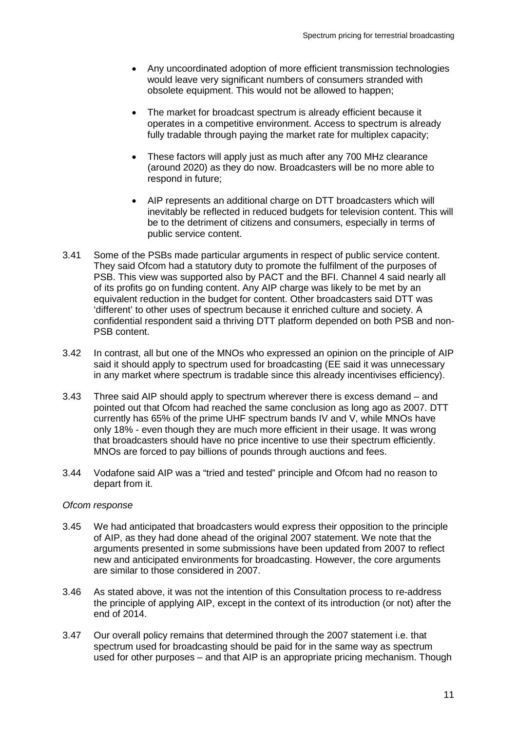- Any uncoordinated adoption of more efficient transmission technologies would leave very significant numbers of consumers stranded with obsolete equipment. This would not be allowed to happen;
- The market for broadcast spectrum is already efficient because it operates in a competitive environment. Access to spectrum is already fully tradable through paying the market rate for multiplex capacity;
- These factors will apply just as much after any 700 MHz clearance (around 2020) as they do now. Broadcasters will be no more able to respond in future;
- AIP represents an additional charge on DTT broadcasters which will inevitably be reflected in reduced budgets for television content. This will be to the detriment of citizens and consumers, especially in terms of public service content.

3.41 Some of the PSBs made particular arguments in respect of public service content. They said Ofcom had a statutory duty to promote the fulfilment of the purposes of PSB. This view was supported also by PACT and the BFI. Channel 4 said nearly all of its profits go on funding content. Any AIP charge was likely to be met by an equivalent reduction in the budget for content. Other broadcasters said DTT was 'different' to other uses of spectrum because it enriched culture and society. A confidential respondent said a thriving DTT platform depended on both PSB and non-PSB content.

3.42 In contrast, all but one of the MNOs who expressed an opinion on the principle of AIP said it should apply to spectrum used for broadcasting (EE said it was unnecessary in any market where spectrum is tradable since this already incentivises efficiency).

3.43 Three said AIP should apply to spectrum wherever there is excess demand – and pointed out that Ofcom had reached the same conclusion as long ago as 2007. DTT currently has 65% of the prime UHF spectrum bands IV and V, while MNOs have only 18% - even though they are much more efficient in their usage. It was wrong that broadcasters should have no price incentive to use their spectrum efficiently. MNOs are forced to pay billions of pounds through auctions and fees.

3.44 Vodafone said AIP was a "tried and tested" principle and Ofcom had no reason to depart from it.

*Ofcom response*

3.45 We had anticipated that broadcasters would express their opposition to the principle of AIP, as they had done ahead of the original 2007 statement. We note that the arguments presented in some submissions have been updated from 2007 to reflect new and anticipated environments for broadcasting. However, the core arguments are similar to those considered in 2007.

3.46 As stated above, it was not the intention of this Consultation process to re-address the principle of applying AIP, except in the context of its introduction (or not) after the end of 2014.

3.47 Our overall policy remains that determined through the 2007 statement i.e. that spectrum used for broadcasting should be paid for in the same way as spectrum used for other purposes – and that AIP is an appropriate pricing mechanism. Though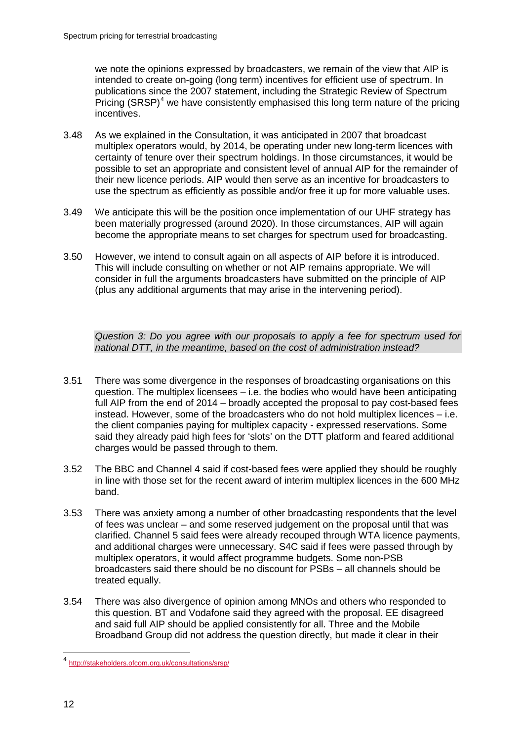we note the opinions expressed by broadcasters, we remain of the view that AIP is intended to create on-going (long term) incentives for efficient use of spectrum. In publications since the 2007 statement, including the Strategic Review of Spectrum Pricing (SRSP)[4] we have consistently emphasised this long term nature of the pricing incentives.

3.48 As we explained in the Consultation, it was anticipated in 2007 that broadcast multiplex operators would, by 2014, be operating under new long-term licences with certainty of tenure over their spectrum holdings. In those circumstances, it would be possible to set an appropriate and consistent level of annual AIP for the remainder of their new licence periods. AIP would then serve as an incentive for broadcasters to use the spectrum as efficiently as possible and/or free it up for more valuable uses.

3.49 We anticipate this will be the position once implementation of our UHF strategy has been materially progressed (around 2020). In those circumstances, AIP will again become the appropriate means to set charges for spectrum used for broadcasting.

3.50 However, we intend to consult again on all aspects of AIP before it is introduced. This will include consulting on whether or not AIP remains appropriate. We will consider in full the arguments broadcasters have submitted on the principle of AIP (plus any additional arguments that may arise in the intervening period).

*Question 3: Do you agree with our proposals to apply a fee for spectrum used for national DTT, in the meantime, based on the cost of administration instead?*

3.51 There was some divergence in the responses of broadcasting organisations on this question. The multiplex licensees – i.e. the bodies who would have been anticipating full AIP from the end of 2014 – broadly accepted the proposal to pay cost-based fees instead. However, some of the broadcasters who do not hold multiplex licences – i.e. the client companies paying for multiplex capacity - expressed reservations. Some said they already paid high fees for 'slots' on the DTT platform and feared additional charges would be passed through to them.

3.52 The BBC and Channel 4 said if cost-based fees were applied they should be roughly in line with those set for the recent award of interim multiplex licences in the 600 MHz band.

3.53 There was anxiety among a number of other broadcasting respondents that the level of fees was unclear – and some reserved judgement on the proposal until that was clarified. Channel 5 said fees were already recouped through WTA licence payments, and additional charges were unnecessary. S4C said if fees were passed through by multiplex operators, it would affect programme budgets. Some non-PSB broadcasters said there should be no discount for PSBs – all channels should be treated equally.

3.54 There was also divergence of opinion among MNOs and others who responded to this question. BT and Vodafone said they agreed with the proposal. EE disagreed and said full AIP should be applied consistently for all. Three and the Mobile Broadband Group did not address the question directly, but made it clear in their

[4] http://stakeholders.ofcom.org.uk/consultations/srsp/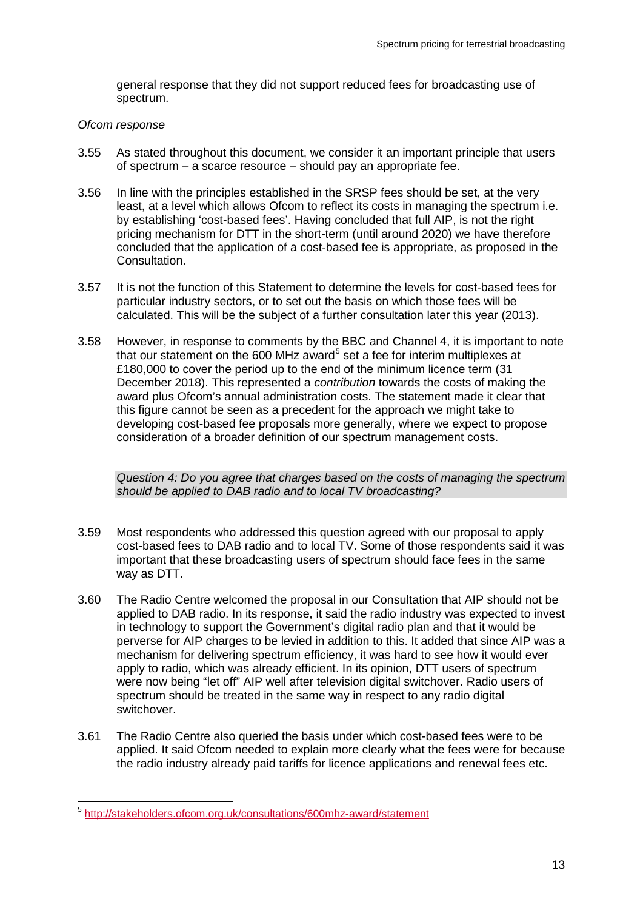general response that they did not support reduced fees for broadcasting use of spectrum.

*Ofcom response*

3.55 As stated throughout this document, we consider it an important principle that users of spectrum – a scarce resource – should pay an appropriate fee.

3.56 In line with the principles established in the SRSP fees should be set, at the very least, at a level which allows Ofcom to reflect its costs in managing the spectrum i.e. by establishing 'cost-based fees'. Having concluded that full AIP, is not the right pricing mechanism for DTT in the short-term (until around 2020) we have therefore concluded that the application of a cost-based fee is appropriate, as proposed in the Consultation.

3.57 It is not the function of this Statement to determine the levels for cost-based fees for particular industry sectors, or to set out the basis on which those fees will be calculated. This will be the subject of a further consultation later this year (2013).

3.58 However, in response to comments by the BBC and Channel 4, it is important to note that our statement on the 600 MHz award[5] set a fee for interim multiplexes at £180,000 to cover the period up to the end of the minimum licence term (31 December 2018). This represented a *contribution* towards the costs of making the award plus Ofcom's annual administration costs. The statement made it clear that this figure cannot be seen as a precedent for the approach we might take to developing cost-based fee proposals more generally, where we expect to propose consideration of a broader definition of our spectrum management costs.

> *Question 4: Do you agree that charges based on the costs of managing the spectrum should be applied to DAB radio and to local TV broadcasting?*

3.59 Most respondents who addressed this question agreed with our proposal to apply cost-based fees to DAB radio and to local TV. Some of those respondents said it was important that these broadcasting users of spectrum should face fees in the same way as DTT.

3.60 The Radio Centre welcomed the proposal in our Consultation that AIP should not be applied to DAB radio. In its response, it said the radio industry was expected to invest in technology to support the Government's digital radio plan and that it would be perverse for AIP charges to be levied in addition to this. It added that since AIP was a mechanism for delivering spectrum efficiency, it was hard to see how it would ever apply to radio, which was already efficient. In its opinion, DTT users of spectrum were now being "let off" AIP well after television digital switchover. Radio users of spectrum should be treated in the same way in respect to any radio digital switchover.

3.61 The Radio Centre also queried the basis under which cost-based fees were to be applied. It said Ofcom needed to explain more clearly what the fees were for because the radio industry already paid tariffs for licence applications and renewal fees etc.

[5] http://stakeholders.ofcom.org.uk/consultations/600mhz-award/statement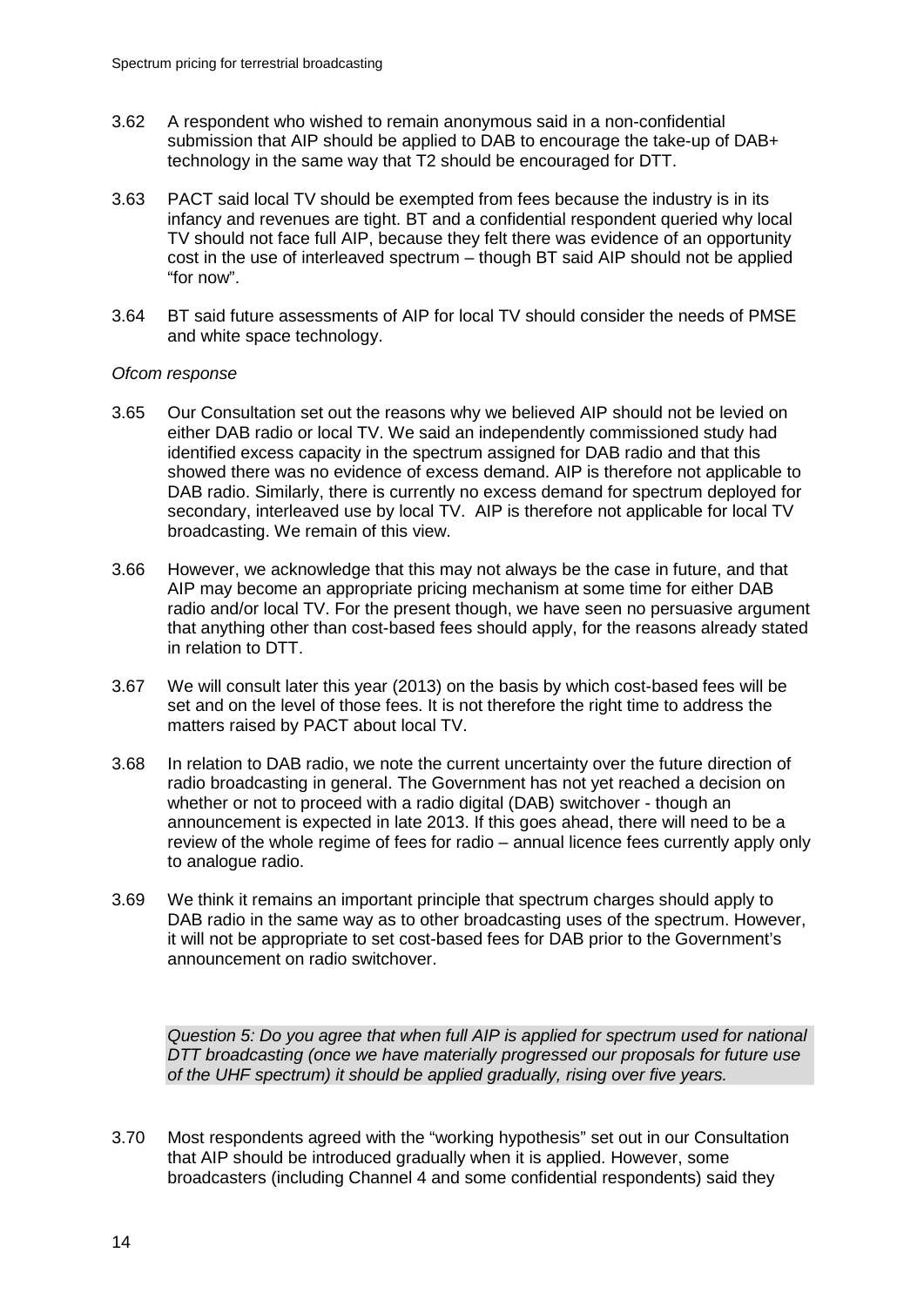3.62 A respondent who wished to remain anonymous said in a non-confidential submission that AIP should be applied to DAB to encourage the take-up of DAB+ technology in the same way that T2 should be encouraged for DTT.

3.63 PACT said local TV should be exempted from fees because the industry is in its infancy and revenues are tight. BT and a confidential respondent queried why local TV should not face full AIP, because they felt there was evidence of an opportunity cost in the use of interleaved spectrum – though BT said AIP should not be applied "for now".

3.64 BT said future assessments of AIP for local TV should consider the needs of PMSE and white space technology.

*Ofcom response*

3.65 Our Consultation set out the reasons why we believed AIP should not be levied on either DAB radio or local TV. We said an independently commissioned study had identified excess capacity in the spectrum assigned for DAB radio and that this showed there was no evidence of excess demand. AIP is therefore not applicable to DAB radio. Similarly, there is currently no excess demand for spectrum deployed for secondary, interleaved use by local TV. AIP is therefore not applicable for local TV broadcasting. We remain of this view.

3.66 However, we acknowledge that this may not always be the case in future, and that AIP may become an appropriate pricing mechanism at some time for either DAB radio and/or local TV. For the present though, we have seen no persuasive argument that anything other than cost-based fees should apply, for the reasons already stated in relation to DTT.

3.67 We will consult later this year (2013) on the basis by which cost-based fees will be set and on the level of those fees. It is not therefore the right time to address the matters raised by PACT about local TV.

3.68 In relation to DAB radio, we note the current uncertainty over the future direction of radio broadcasting in general. The Government has not yet reached a decision on whether or not to proceed with a radio digital (DAB) switchover - though an announcement is expected in late 2013. If this goes ahead, there will need to be a review of the whole regime of fees for radio – annual licence fees currently apply only to analogue radio.

3.69 We think it remains an important principle that spectrum charges should apply to DAB radio in the same way as to other broadcasting uses of the spectrum. However, it will not be appropriate to set cost-based fees for DAB prior to the Government's announcement on radio switchover.

*Question 5: Do you agree that when full AIP is applied for spectrum used for national DTT broadcasting (once we have materially progressed our proposals for future use of the UHF spectrum) it should be applied gradually, rising over five years.*

3.70 Most respondents agreed with the "working hypothesis" set out in our Consultation that AIP should be introduced gradually when it is applied. However, some broadcasters (including Channel 4 and some confidential respondents) said they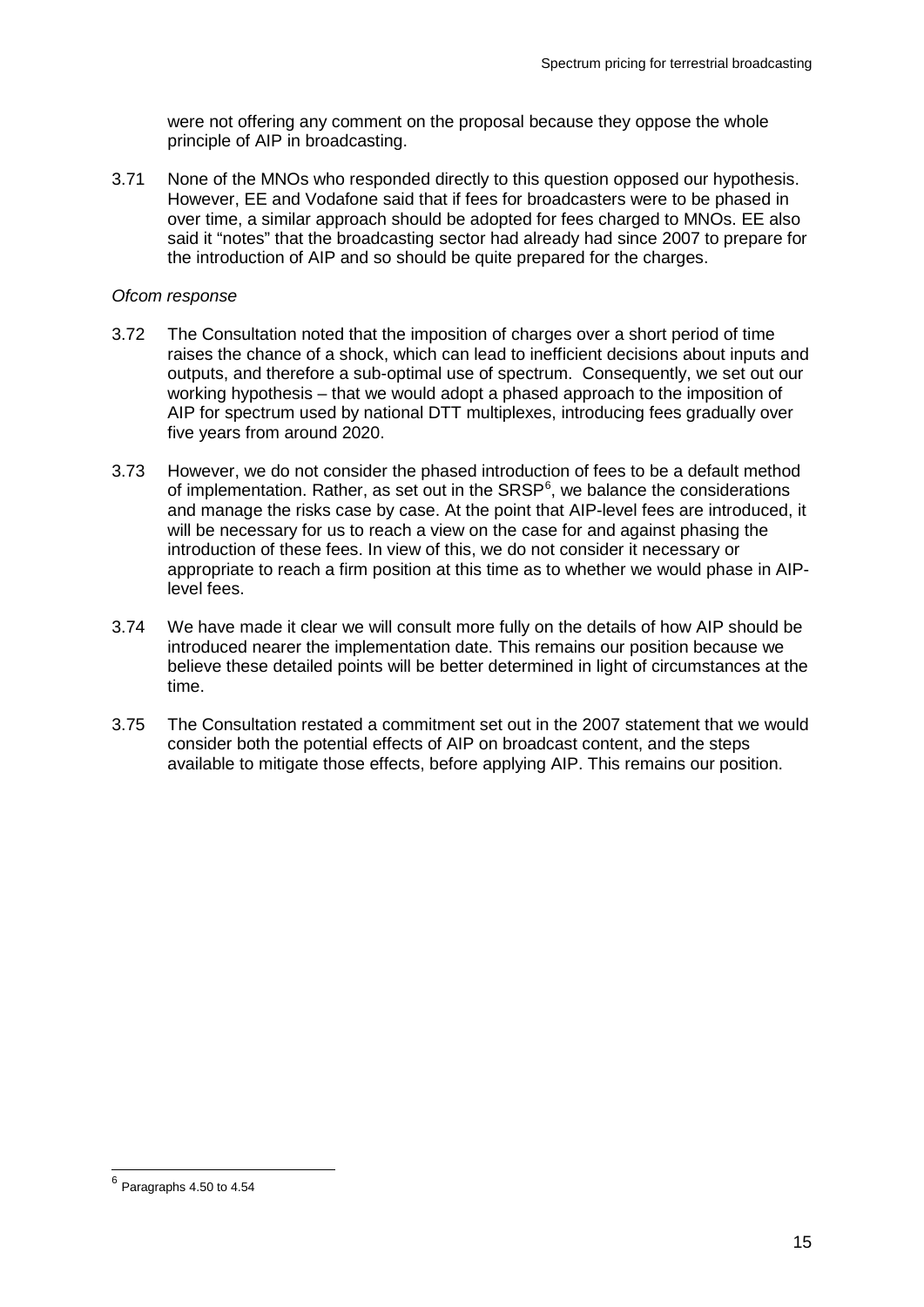were not offering any comment on the proposal because they oppose the whole principle of AIP in broadcasting.

3.71 None of the MNOs who responded directly to this question opposed our hypothesis. However, EE and Vodafone said that if fees for broadcasters were to be phased in over time, a similar approach should be adopted for fees charged to MNOs. EE also said it "notes" that the broadcasting sector had already had since 2007 to prepare for the introduction of AIP and so should be quite prepared for the charges.

*Ofcom response*

3.72 The Consultation noted that the imposition of charges over a short period of time raises the chance of a shock, which can lead to inefficient decisions about inputs and outputs, and therefore a sub-optimal use of spectrum. Consequently, we set out our working hypothesis – that we would adopt a phased approach to the imposition of AIP for spectrum used by national DTT multiplexes, introducing fees gradually over five years from around 2020.

3.73 However, we do not consider the phased introduction of fees to be a default method of implementation. Rather, as set out in the SRSP[6], we balance the considerations and manage the risks case by case. At the point that AIP-level fees are introduced, it will be necessary for us to reach a view on the case for and against phasing the introduction of these fees. In view of this, we do not consider it necessary or appropriate to reach a firm position at this time as to whether we would phase in AIP-level fees.

3.74 We have made it clear we will consult more fully on the details of how AIP should be introduced nearer the implementation date. This remains our position because we believe these detailed points will be better determined in light of circumstances at the time.

3.75 The Consultation restated a commitment set out in the 2007 statement that we would consider both the potential effects of AIP on broadcast content, and the steps available to mitigate those effects, before applying AIP. This remains our position.

[6] Paragraphs 4.50 to 4.54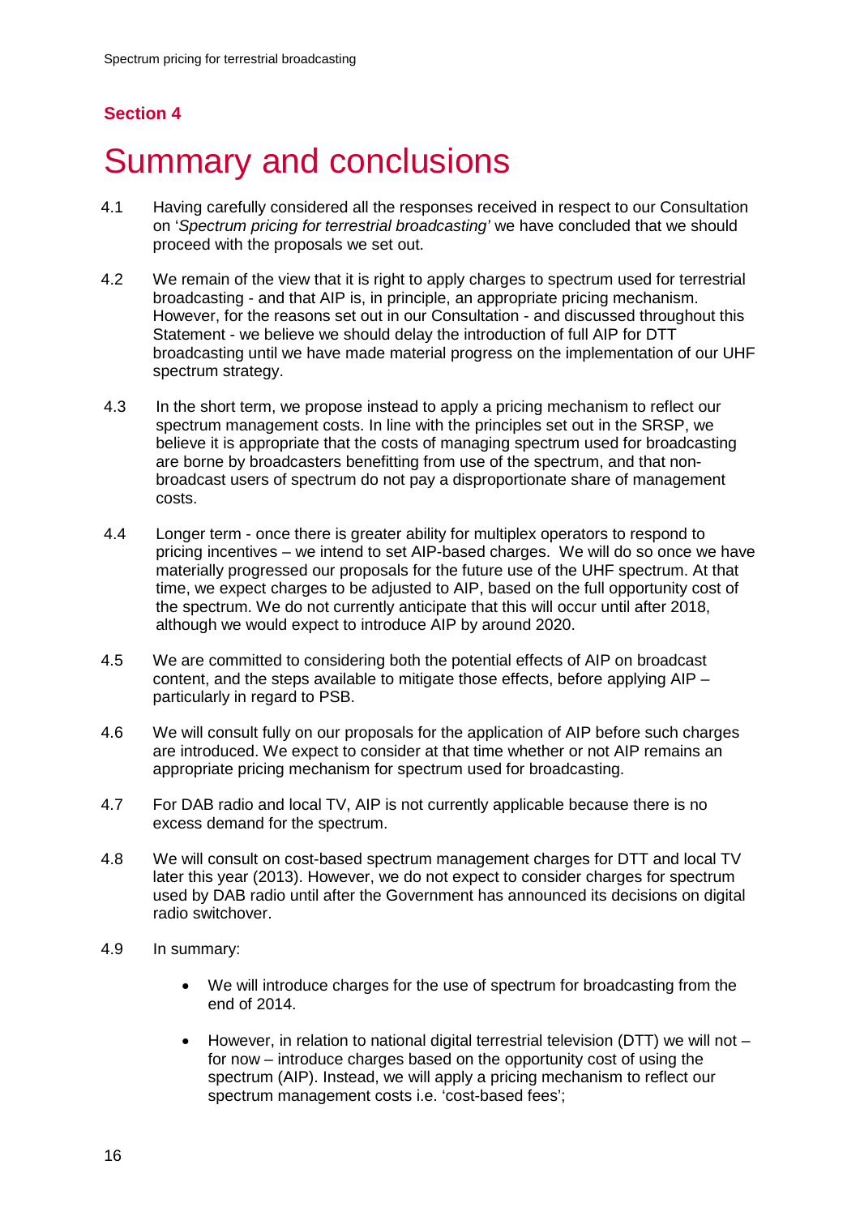## Section 4

# Summary and conclusions

4.1 Having carefully considered all the responses received in respect to our Consultation on '*Spectrum pricing for terrestrial broadcasting'* we have concluded that we should proceed with the proposals we set out.

4.2 We remain of the view that it is right to apply charges to spectrum used for terrestrial broadcasting - and that AIP is, in principle, an appropriate pricing mechanism. However, for the reasons set out in our Consultation - and discussed throughout this Statement - we believe we should delay the introduction of full AIP for DTT broadcasting until we have made material progress on the implementation of our UHF spectrum strategy.

4.3 In the short term, we propose instead to apply a pricing mechanism to reflect our spectrum management costs. In line with the principles set out in the SRSP, we believe it is appropriate that the costs of managing spectrum used for broadcasting are borne by broadcasters benefitting from use of the spectrum, and that non-broadcast users of spectrum do not pay a disproportionate share of management costs.

4.4 Longer term - once there is greater ability for multiplex operators to respond to pricing incentives – we intend to set AIP-based charges. We will do so once we have materially progressed our proposals for the future use of the UHF spectrum. At that time, we expect charges to be adjusted to AIP, based on the full opportunity cost of the spectrum. We do not currently anticipate that this will occur until after 2018, although we would expect to introduce AIP by around 2020.

4.5 We are committed to considering both the potential effects of AIP on broadcast content, and the steps available to mitigate those effects, before applying AIP – particularly in regard to PSB.

4.6 We will consult fully on our proposals for the application of AIP before such charges are introduced. We expect to consider at that time whether or not AIP remains an appropriate pricing mechanism for spectrum used for broadcasting.

4.7 For DAB radio and local TV, AIP is not currently applicable because there is no excess demand for the spectrum.

4.8 We will consult on cost-based spectrum management charges for DTT and local TV later this year (2013). However, we do not expect to consider charges for spectrum used by DAB radio until after the Government has announced its decisions on digital radio switchover.

4.9 In summary:

- We will introduce charges for the use of spectrum for broadcasting from the end of 2014.

- However, in relation to national digital terrestrial television (DTT) we will not – for now – introduce charges based on the opportunity cost of using the spectrum (AIP). Instead, we will apply a pricing mechanism to reflect our spectrum management costs i.e. 'cost-based fees';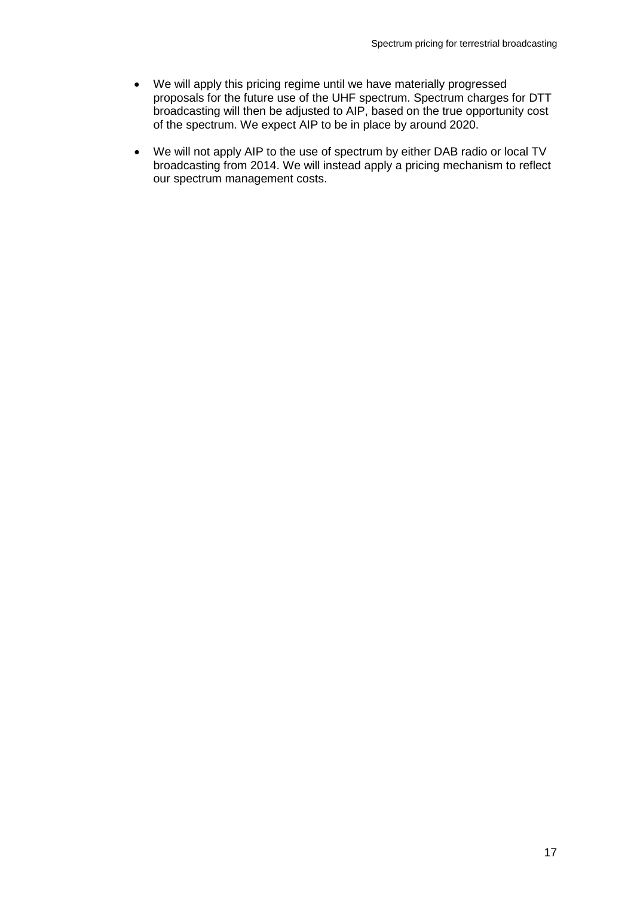- We will apply this pricing regime until we have materially progressed proposals for the future use of the UHF spectrum. Spectrum charges for DTT broadcasting will then be adjusted to AIP, based on the true opportunity cost of the spectrum. We expect AIP to be in place by around 2020.
- We will not apply AIP to the use of spectrum by either DAB radio or local TV broadcasting from 2014. We will instead apply a pricing mechanism to reflect our spectrum management costs.